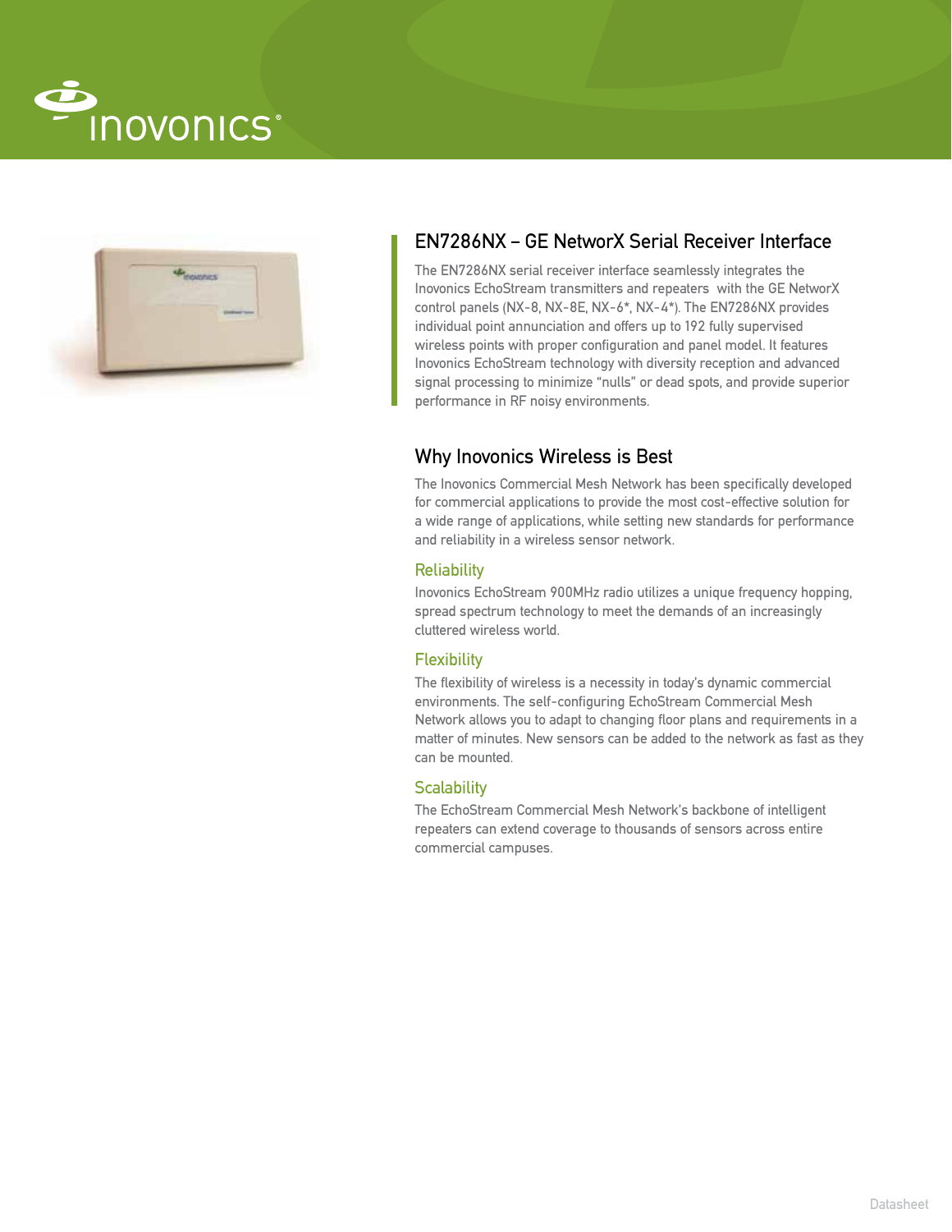## EN7286NX – GE NetworX Serial Receiver Interface

The EN7286NX serial receiver interface seamlessly integrates the Inovonics EchoStream transmitters and repeaters with the GE NetworX control panels (NX-8, NX-8E, NX-6*, NX-4*). The EN7286NX provides individual point annunciation and offers up to 192 fully supervised wireless points with proper configuration and panel model. It features Inovonics EchoStream technology with diversity reception and advanced signal processing to minimize "nulls" or dead spots, and provide superior performance in RF noisy environments.

## Why Inovonics Wireless is Best

The Inovonics Commercial Mesh Network has been specifically developed for commercial applications to provide the most cost-effective solution for a wide range of applications, while setting new standards for performance and reliability in a wireless sensor network.

### Reliability

Inovonics EchoStream 900MHz radio utilizes a unique frequency hopping, spread spectrum technology to meet the demands of an increasingly cluttered wireless world.

### Flexibility

The flexibility of wireless is a necessity in today's dynamic commercial environments. The self-configuring EchoStream Commercial Mesh Network allows you to adapt to changing floor plans and requirements in a matter of minutes. New sensors can be added to the network as fast as they can be mounted.

### Scalability

The EchoStream Commercial Mesh Network's backbone of intelligent repeaters can extend coverage to thousands of sensors across entire commercial campuses.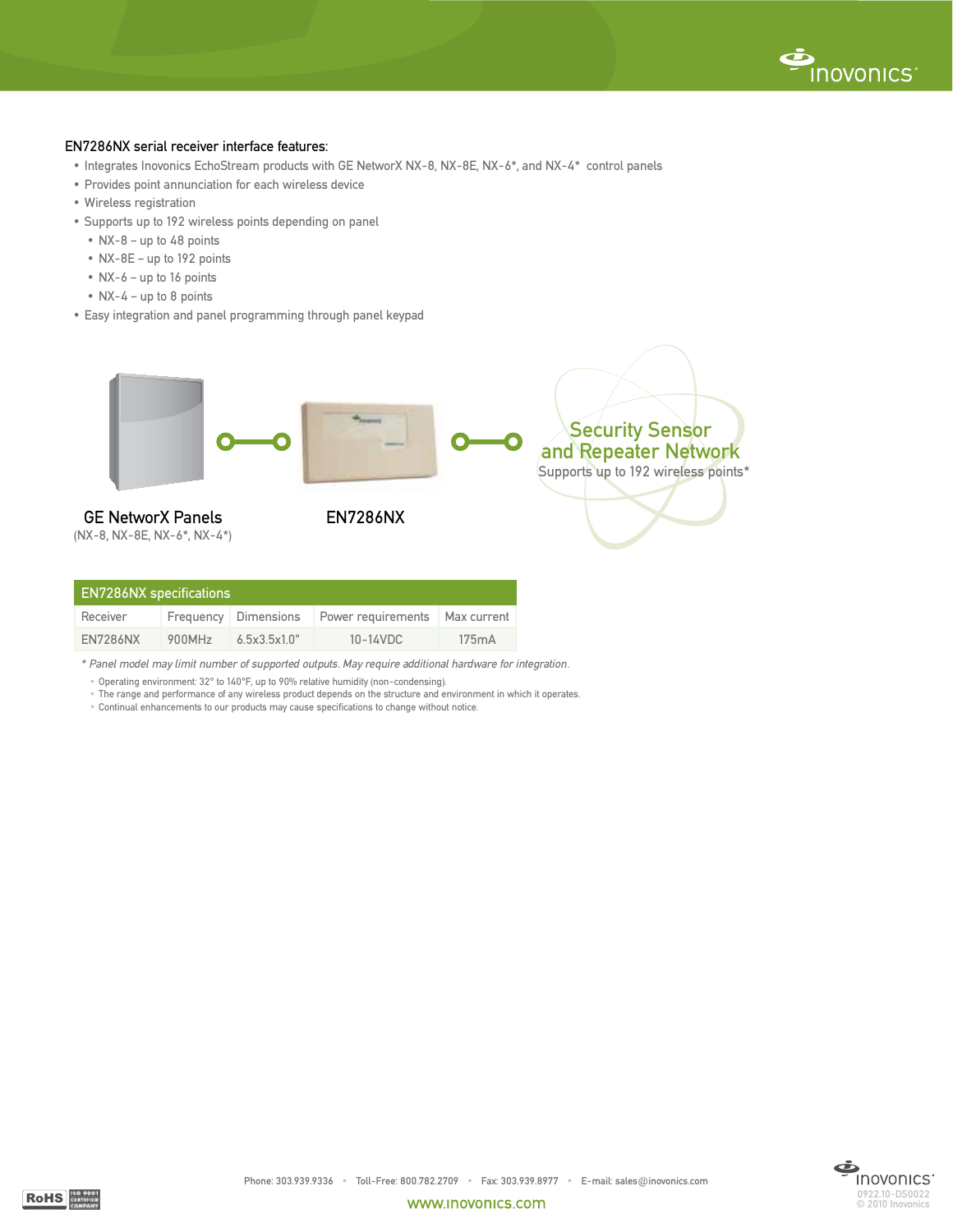EN7286NX serial receiver interface features:

- Integrates Inovonics EchoStream products with GE NetworX NX-8, NX-8E, NX-6*, and NX-4* control panels
- Provides point annunciation for each wireless device
- Wireless registration
- Supports up to 192 wireless points depending on panel
  - NX-8 – up to 48 points
  - NX-8E – up to 192 points
  - NX-6 – up to 16 points
  - NX-4 – up to 8 points
- Easy integration and panel programming through panel keypad

GE NetworX Panels
(NX-8, NX-8E, NX-6*, NX-4*)

EN7286NX

Security Sensor and Repeater Network
Supports up to 192 wireless points*

## EN7286NX specifications

| Receiver | Frequency | Dimensions | Power requirements | Max current |
|---|---|---|---|---|
| EN7286NX | 900MHz | 6.5x3.5x1.0" | 10-14VDC | 175mA |

*\* Panel model may limit number of supported outputs. May require additional hardware for integration.*

- Operating environment: 32° to 140°F, up to 90% relative humidity (non-condensing).
- The range and performance of any wireless product depends on the structure and environment in which it operates.
- Continual enhancements to our products may cause specifications to change without notice.

Phone: 303.939.9336 • Toll-Free: 800.782.2709 • Fax: 303.939.8977 • E-mail: sales@inovonics.com

www.inovonics.com

0922.10-DS0022
© 2010 Inovonics